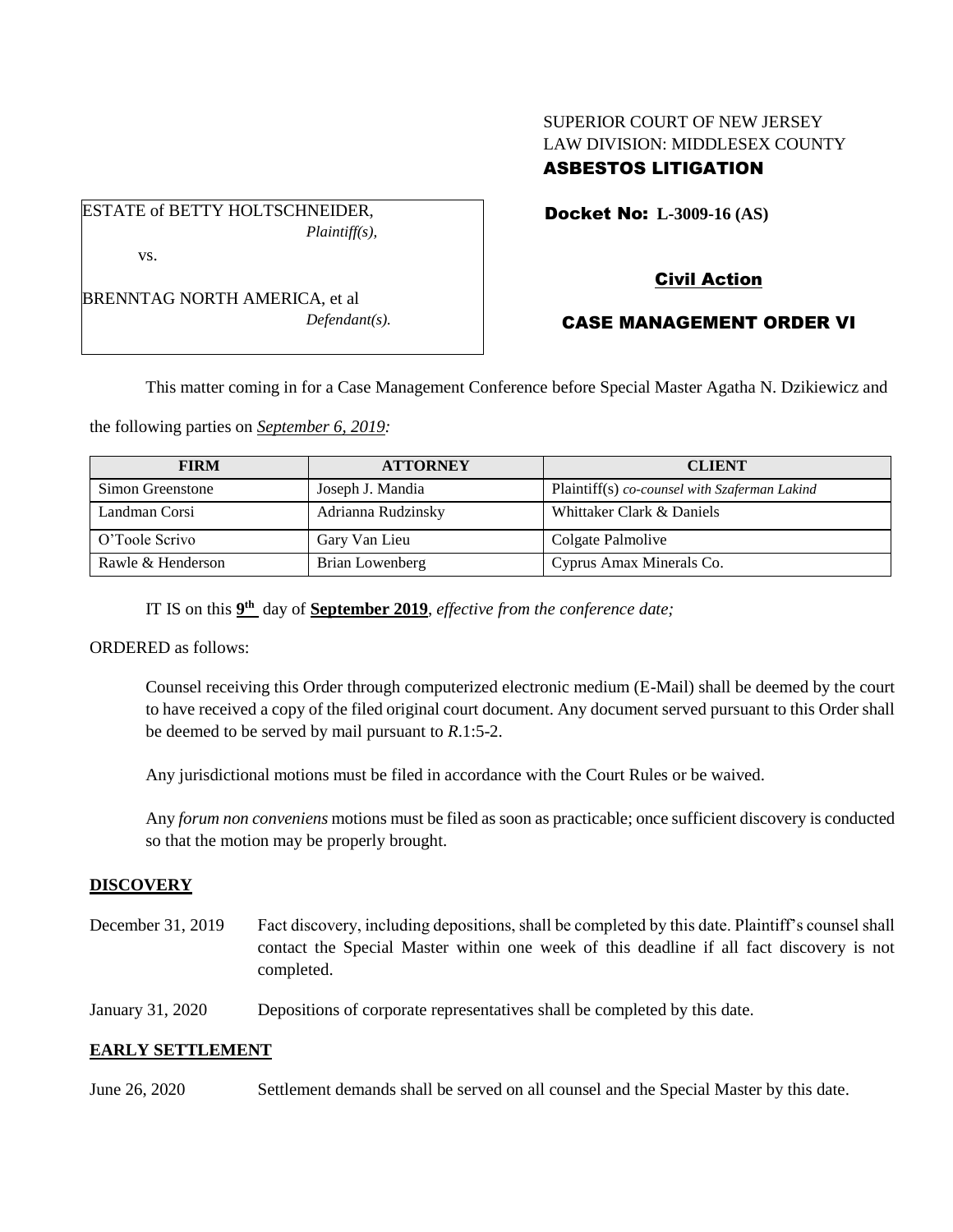SUPERIOR COURT OF NEW JERSEY
LAW DIVISION: MIDDLESEX COUNTY
**ASBESTOS LITIGATION**

ESTATE of BETTY HOLTSCHNEIDER,
*Plaintiff(s),*

vs.

BRENNTAG NORTH AMERICA, et al
*Defendant(s).*

**Docket No: L-3009-16 (AS)**

**Civil Action**

**CASE MANAGEMENT ORDER VI**

This matter coming in for a Case Management Conference before Special Master Agatha N. Dzikiewicz and the following parties on ***September 6, 2019:***

| FIRM | ATTORNEY | CLIENT |
|---|---|---|
| Simon Greenstone | Joseph J. Mandia | Plaintiff(s) *co-counsel with Szaferman Lakind* |
| Landman Corsi | Adrianna Rudzinsky | Whittaker Clark & Daniels |
| O'Toole Scrivo | Gary Van Lieu | Colgate Palmolive |
| Rawle & Henderson | Brian Lowenberg | Cyprus Amax Minerals Co. |

IT IS on this **9th** day of **September 2019**, *effective from the conference date;*

ORDERED as follows:

Counsel receiving this Order through computerized electronic medium (E-Mail) shall be deemed by the court to have received a copy of the filed original court document. Any document served pursuant to this Order shall be deemed to be served by mail pursuant to *R*.1:5-2.

Any jurisdictional motions must be filed in accordance with the Court Rules or be waived.

Any *forum non conveniens* motions must be filed as soon as practicable; once sufficient discovery is conducted so that the motion may be properly brought.

**DISCOVERY**

December 31, 2019 — Fact discovery, including depositions, shall be completed by this date. Plaintiff's counsel shall contact the Special Master within one week of this deadline if all fact discovery is not completed.

January 31, 2020 — Depositions of corporate representatives shall be completed by this date.

**EARLY SETTLEMENT**

June 26, 2020 — Settlement demands shall be served on all counsel and the Special Master by this date.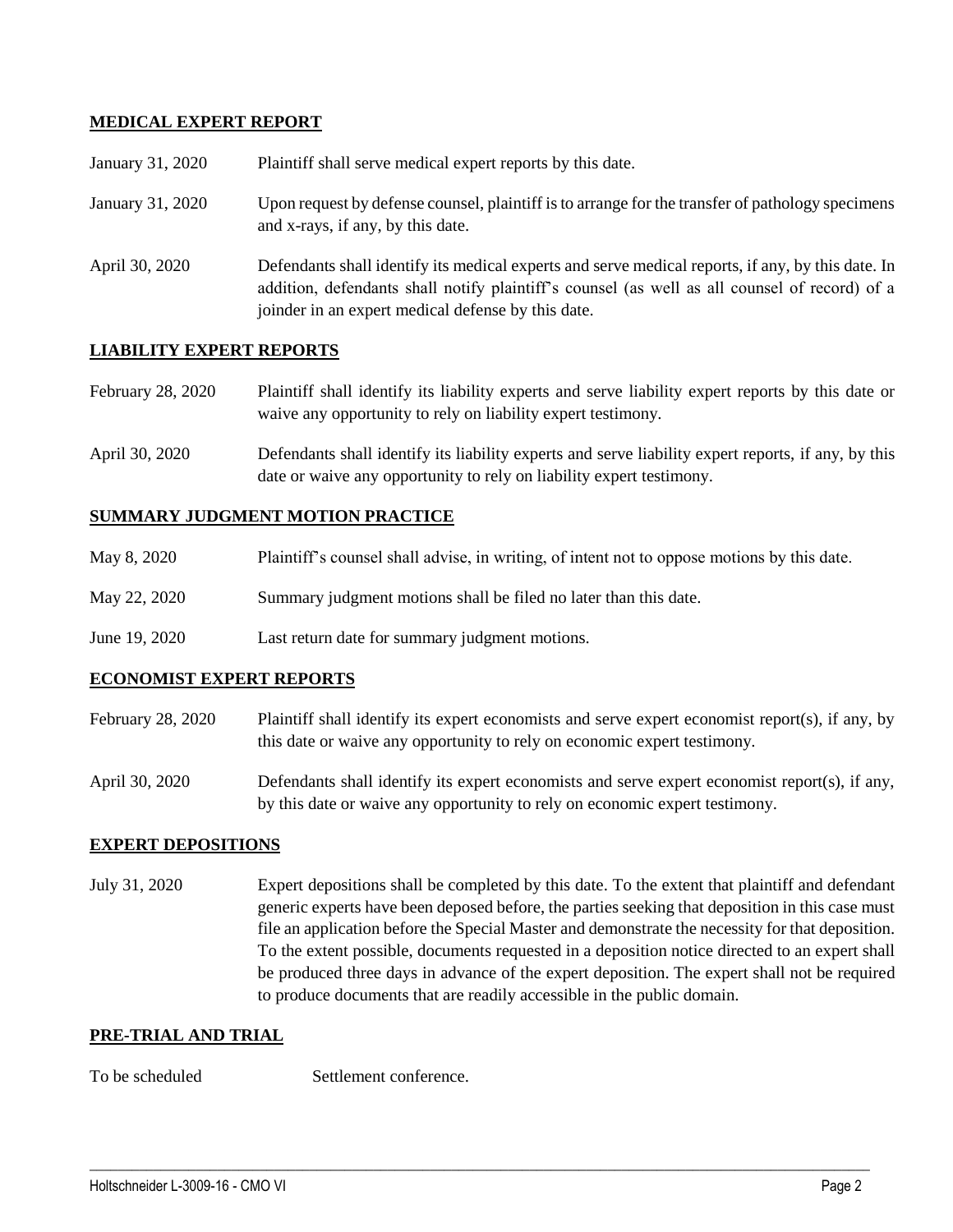**MEDICAL EXPERT REPORT**

| | |
|---|---|
| January 31, 2020 | Plaintiff shall serve medical expert reports by this date. |
| January 31, 2020 | Upon request by defense counsel, plaintiff is to arrange for the transfer of pathology specimens and x-rays, if any, by this date. |
| April 30, 2020 | Defendants shall identify its medical experts and serve medical reports, if any, by this date. In addition, defendants shall notify plaintiff's counsel (as well as all counsel of record) of a joinder in an expert medical defense by this date. |

**LIABILITY EXPERT REPORTS**

| | |
|---|---|
| February 28, 2020 | Plaintiff shall identify its liability experts and serve liability expert reports by this date or waive any opportunity to rely on liability expert testimony. |
| April 30, 2020 | Defendants shall identify its liability experts and serve liability expert reports, if any, by this date or waive any opportunity to rely on liability expert testimony. |

**SUMMARY JUDGMENT MOTION PRACTICE**

| | |
|---|---|
| May 8, 2020 | Plaintiff's counsel shall advise, in writing, of intent not to oppose motions by this date. |
| May 22, 2020 | Summary judgment motions shall be filed no later than this date. |
| June 19, 2020 | Last return date for summary judgment motions. |

**ECONOMIST EXPERT REPORTS**

| | |
|---|---|
| February 28, 2020 | Plaintiff shall identify its expert economists and serve expert economist report(s), if any, by this date or waive any opportunity to rely on economic expert testimony. |
| April 30, 2020 | Defendants shall identify its expert economists and serve expert economist report(s), if any, by this date or waive any opportunity to rely on economic expert testimony. |

**EXPERT DEPOSITIONS**

| | |
|---|---|
| July 31, 2020 | Expert depositions shall be completed by this date. To the extent that plaintiff and defendant generic experts have been deposed before, the parties seeking that deposition in this case must file an application before the Special Master and demonstrate the necessity for that deposition. To the extent possible, documents requested in a deposition notice directed to an expert shall be produced three days in advance of the expert deposition. The expert shall not be required to produce documents that are readily accessible in the public domain. |

**PRE-TRIAL AND TRIAL**

| | |
|---|---|
| To be scheduled | Settlement conference. |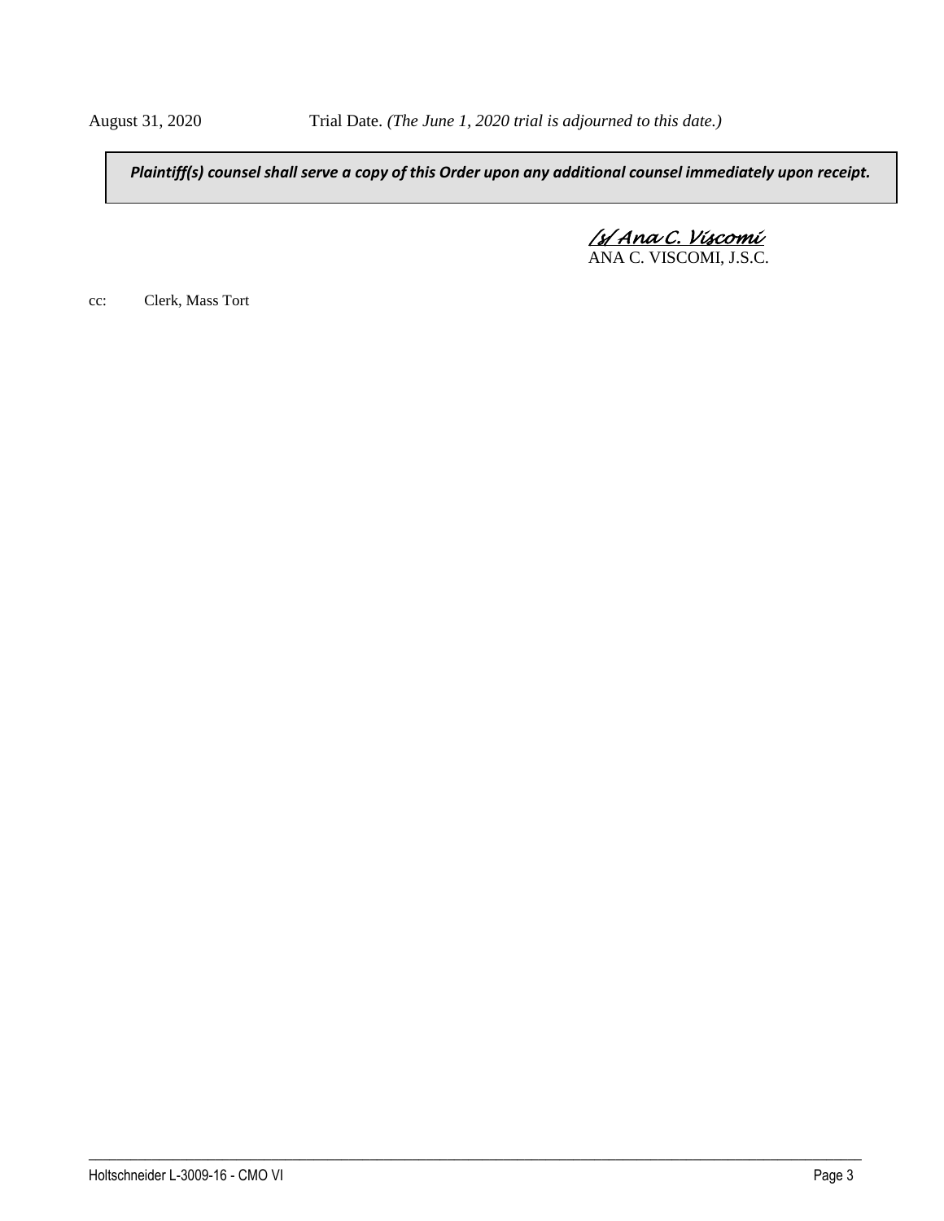August 31, 2020 Trial Date. *(The June 1, 2020 trial is adjourned to this date.)*

***Plaintiff(s) counsel shall serve a copy of this Order upon any additional counsel immediately upon receipt.***

*/s/ Ana C. Viscomi*
ANA C. VISCOMI, J.S.C.

cc: Clerk, Mass Tort